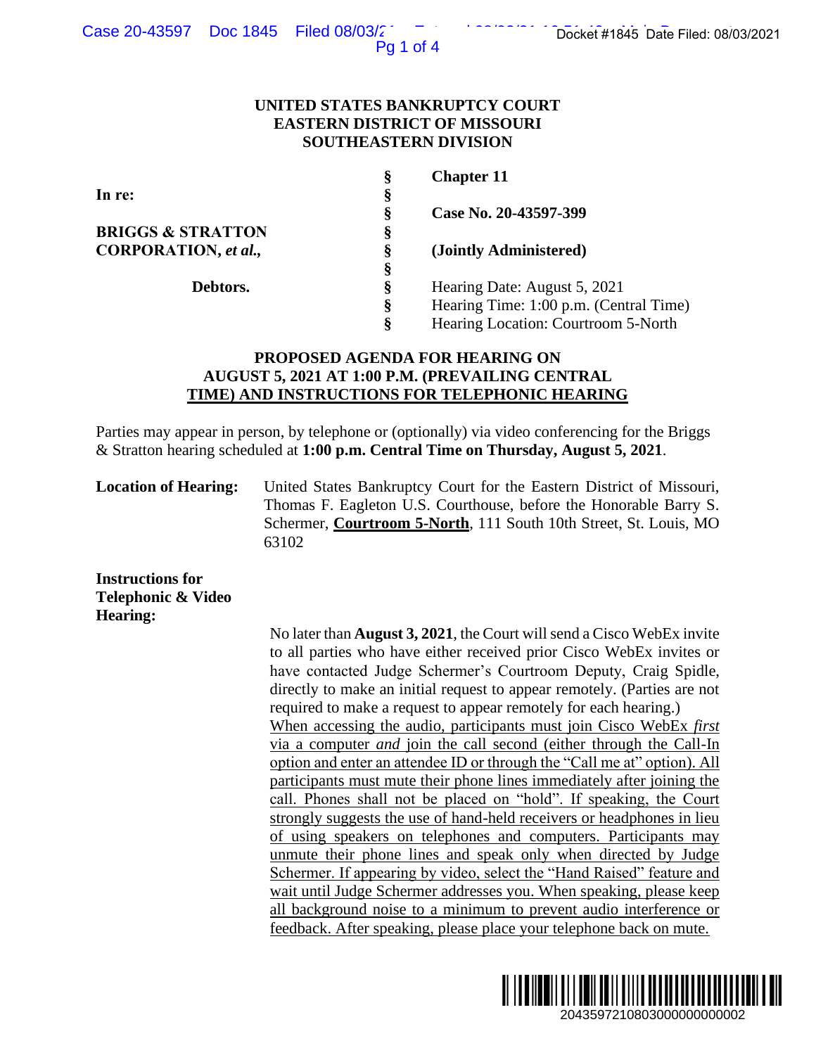**UNITED STATES BANKRUPTCY COURT**
**EASTERN DISTRICT OF MISSOURI**
**SOUTHEASTERN DIVISION**

| | § | |
|---|---|---|
| **In re:** | § | **Chapter 11** |
| | § | |
| **BRIGGS & STRATTON CORPORATION, *et al.*,** | § | **Case No. 20-43597-399** |
| | § | **(Jointly Administered)** |
| **Debtors.** | § | Hearing Date: August 5, 2021 |
| | § | Hearing Time: 1:00 p.m. (Central Time) |
| | § | Hearing Location: Courtroom 5-North |

**PROPOSED AGENDA FOR HEARING ON AUGUST 5, 2021 AT 1:00 P.M. (PREVAILING CENTRAL TIME) AND INSTRUCTIONS FOR TELEPHONIC HEARING**

Parties may appear in person, by telephone or (optionally) via video conferencing for the Briggs & Stratton hearing scheduled at **1:00 p.m. Central Time on Thursday, August 5, 2021**.

**Location of Hearing:** United States Bankruptcy Court for the Eastern District of Missouri, Thomas F. Eagleton U.S. Courthouse, before the Honorable Barry S. Schermer, **Courtroom 5-North**, 111 South 10th Street, St. Louis, MO 63102

**Instructions for Telephonic & Video Hearing:**

No later than **August 3, 2021**, the Court will send a Cisco WebEx invite to all parties who have either received prior Cisco WebEx invites or have contacted Judge Schermer's Courtroom Deputy, Craig Spidle, directly to make an initial request to appear remotely. (Parties are not required to make a request to appear remotely for each hearing.) When accessing the audio, participants must join Cisco WebEx *first* via a computer *and* join the call second (either through the Call-In option and enter an attendee ID or through the "Call me at" option). All participants must mute their phone lines immediately after joining the call. Phones shall not be placed on "hold". If speaking, the Court strongly suggests the use of hand-held receivers or headphones in lieu of using speakers on telephones and computers. Participants may unmute their phone lines and speak only when directed by Judge Schermer. If appearing by video, select the "Hand Raised" feature and wait until Judge Schermer addresses you. When speaking, please keep all background noise to a minimum to prevent audio interference or feedback. After speaking, please place your telephone back on mute.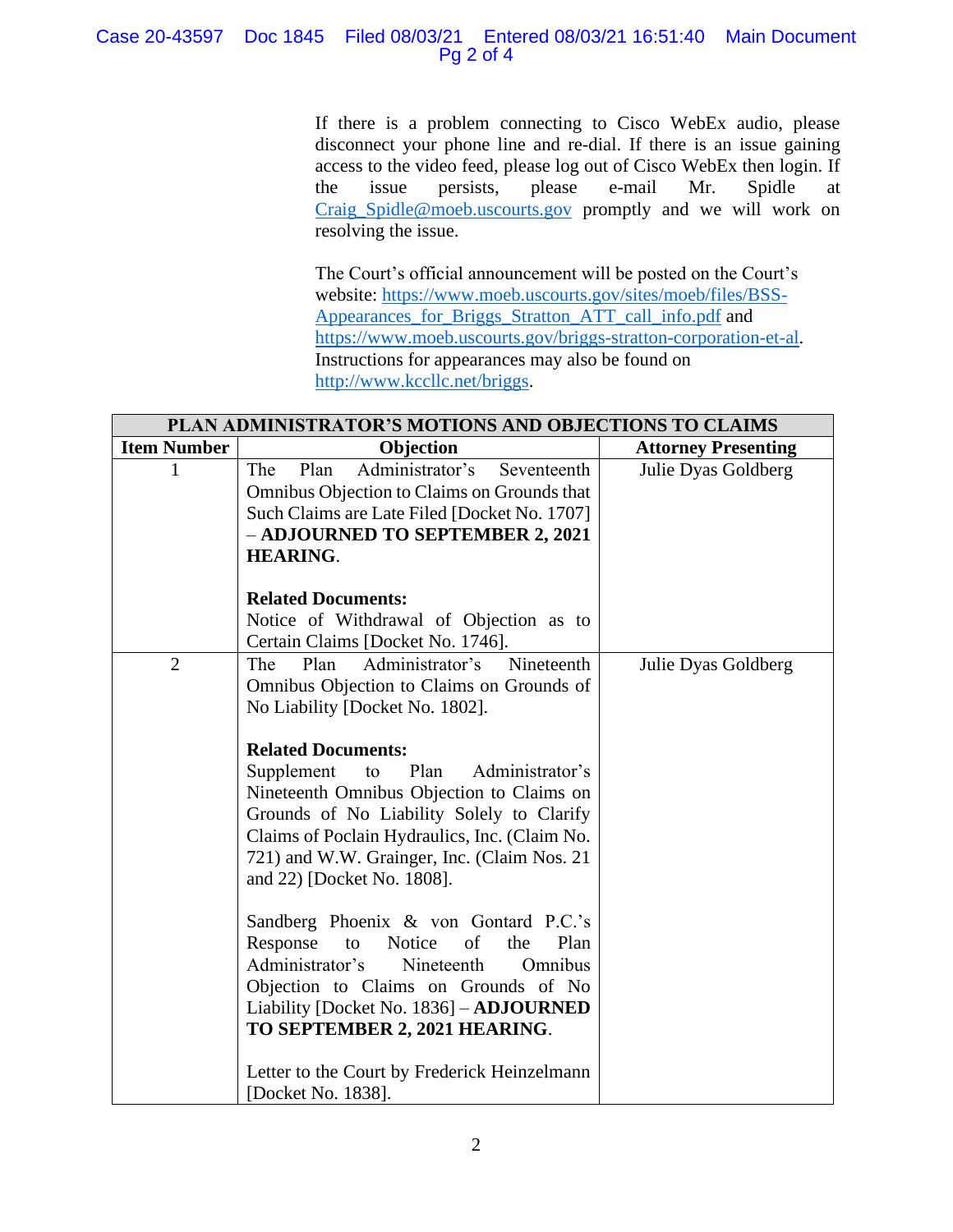If there is a problem connecting to Cisco WebEx audio, please disconnect your phone line and re-dial. If there is an issue gaining access to the video feed, please log out of Cisco WebEx then login. If the issue persists, please e-mail Mr. Spidle at Craig_Spidle@moeb.uscourts.gov promptly and we will work on resolving the issue.

The Court's official announcement will be posted on the Court's website: https://www.moeb.uscourts.gov/sites/moeb/files/BSS-Appearances_for_Briggs_Stratton_ATT_call_info.pdf and https://www.moeb.uscourts.gov/briggs-stratton-corporation-et-al. Instructions for appearances may also be found on http://www.kccllc.net/briggs.

| **PLAN ADMINISTRATOR'S MOTIONS AND OBJECTIONS TO CLAIMS** | | |
|---|---|---|
| **Item Number** | **Objection** | **Attorney Presenting** |
| 1 | The Plan Administrator's Seventeenth Omnibus Objection to Claims on Grounds that Such Claims are Late Filed [Docket No. 1707] – **ADJOURNED TO SEPTEMBER 2, 2021 HEARING**.<br><br>**Related Documents:**<br>Notice of Withdrawal of Objection as to Certain Claims [Docket No. 1746]. | Julie Dyas Goldberg |
| 2 | The Plan Administrator's Nineteenth Omnibus Objection to Claims on Grounds of No Liability [Docket No. 1802].<br><br>**Related Documents:**<br>Supplement to Plan Administrator's Nineteenth Omnibus Objection to Claims on Grounds of No Liability Solely to Clarify Claims of Poclain Hydraulics, Inc. (Claim No. 721) and W.W. Grainger, Inc. (Claim Nos. 21 and 22) [Docket No. 1808].<br><br>Sandberg Phoenix & von Gontard P.C.'s Response to Notice of the Plan Administrator's Nineteenth Omnibus Objection to Claims on Grounds of No Liability [Docket No. 1836] – **ADJOURNED TO SEPTEMBER 2, 2021 HEARING**.<br><br>Letter to the Court by Frederick Heinzelmann [Docket No. 1838]. | Julie Dyas Goldberg |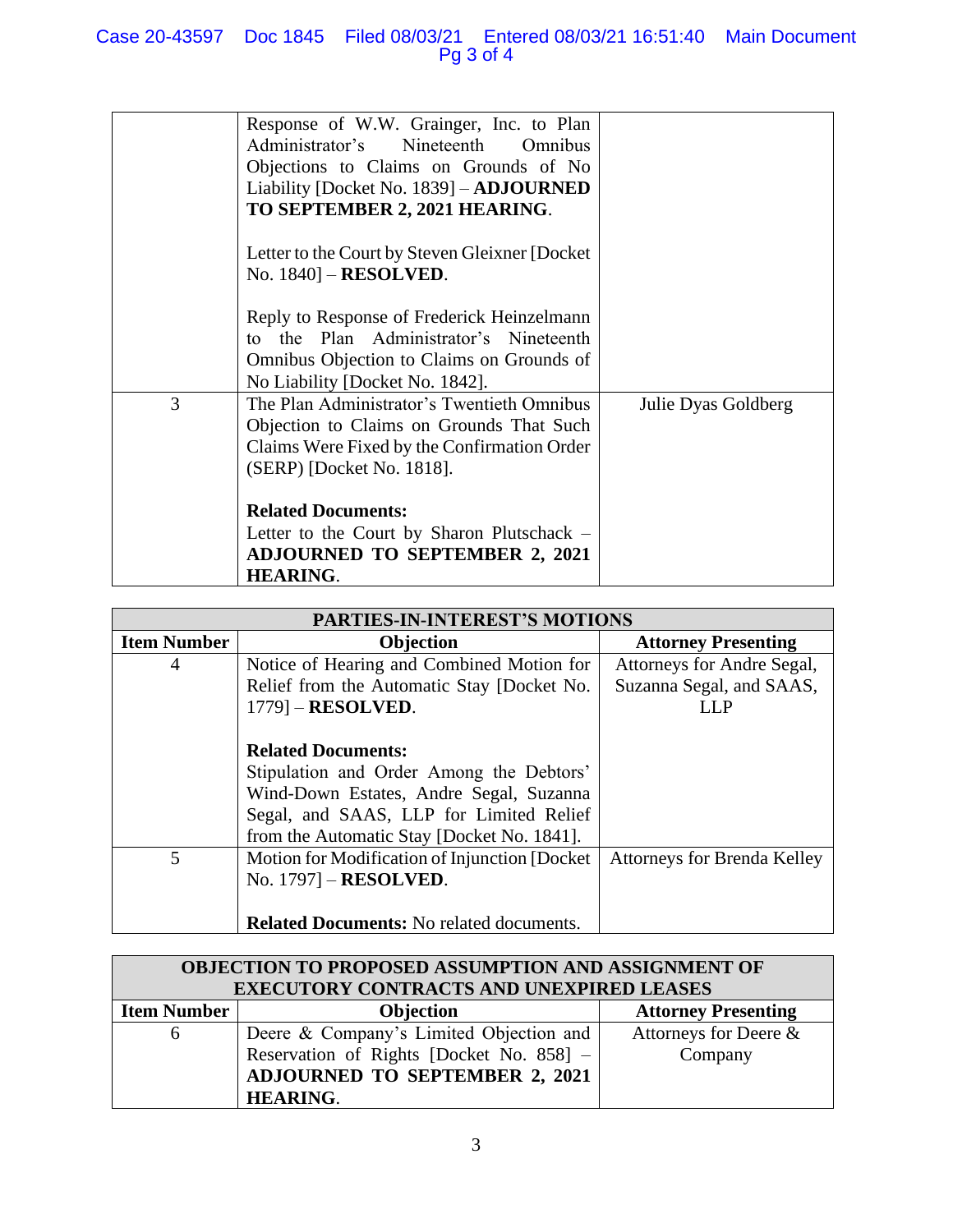| | | |
|---|---|---|
| | Response of W.W. Grainger, Inc. to Plan Administrator's Nineteenth Omnibus Objections to Claims on Grounds of No Liability [Docket No. 1839] – **ADJOURNED TO SEPTEMBER 2, 2021 HEARING**.<br><br>Letter to the Court by Steven Gleixner [Docket No. 1840] – **RESOLVED**.<br><br>Reply to Response of Frederick Heinzelmann to the Plan Administrator's Nineteenth Omnibus Objection to Claims on Grounds of No Liability [Docket No. 1842]. | |
| 3 | The Plan Administrator's Twentieth Omnibus Objection to Claims on Grounds That Such Claims Were Fixed by the Confirmation Order (SERP) [Docket No. 1818].<br><br>**Related Documents:**<br>Letter to the Court by Sharon Plutschack – **ADJOURNED TO SEPTEMBER 2, 2021 HEARING**. | Julie Dyas Goldberg |

| PARTIES-IN-INTEREST'S MOTIONS | | |
|---|---|---|
| **Item Number** | **Objection** | **Attorney Presenting** |
| 4 | Notice of Hearing and Combined Motion for Relief from the Automatic Stay [Docket No. 1779] – **RESOLVED**.<br><br>**Related Documents:**<br>Stipulation and Order Among the Debtors' Wind-Down Estates, Andre Segal, Suzanna Segal, and SAAS, LLP for Limited Relief from the Automatic Stay [Docket No. 1841]. | Attorneys for Andre Segal, Suzanna Segal, and SAAS, LLP |
| 5 | Motion for Modification of Injunction [Docket No. 1797] – **RESOLVED**.<br><br>**Related Documents:** No related documents. | Attorneys for Brenda Kelley |

| OBJECTION TO PROPOSED ASSUMPTION AND ASSIGNMENT OF EXECUTORY CONTRACTS AND UNEXPIRED LEASES | | |
|---|---|---|
| **Item Number** | **Objection** | **Attorney Presenting** |
| 6 | Deere & Company's Limited Objection and Reservation of Rights [Docket No. 858] – **ADJOURNED TO SEPTEMBER 2, 2021 HEARING**. | Attorneys for Deere & Company |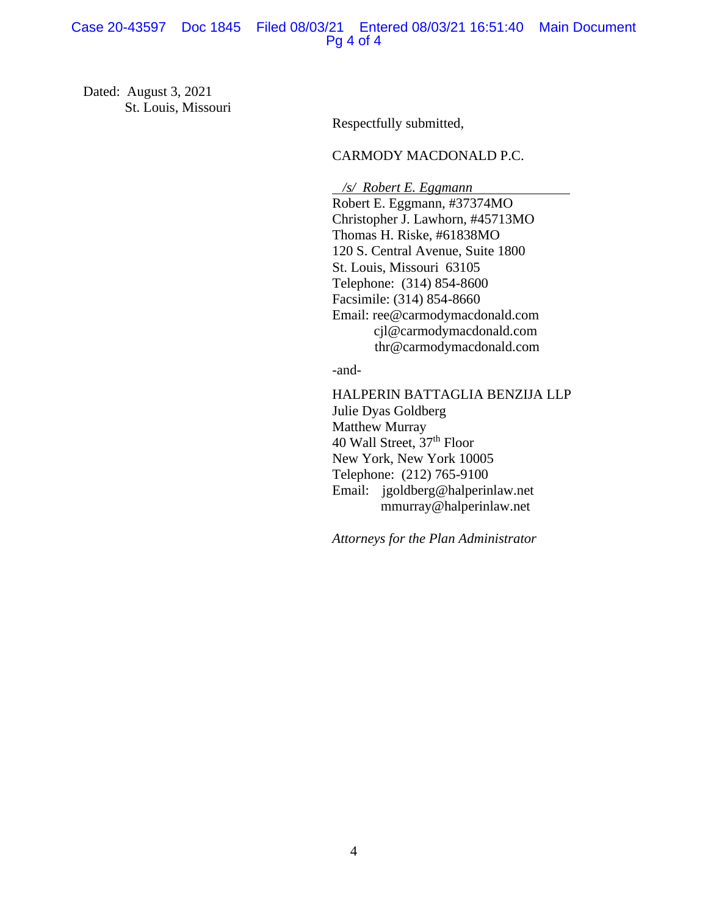Dated: August 3, 2021
St. Louis, Missouri

Respectfully submitted,

CARMODY MACDONALD P.C.

*/s/ Robert E. Eggmann*
Robert E. Eggmann, #37374MO
Christopher J. Lawhorn, #45713MO
Thomas H. Riske, #61838MO
120 S. Central Avenue, Suite 1800
St. Louis, Missouri 63105
Telephone: (314) 854-8600
Facsimile: (314) 854-8660
Email: ree@carmodymacdonald.com
cjl@carmodymacdonald.com
thr@carmodymacdonald.com

-and-

HALPERIN BATTAGLIA BENZIJA LLP
Julie Dyas Goldberg
Matthew Murray
40 Wall Street, 37th Floor
New York, New York 10005
Telephone: (212) 765-9100
Email: jgoldberg@halperinlaw.net
mmurray@halperinlaw.net

*Attorneys for the Plan Administrator*